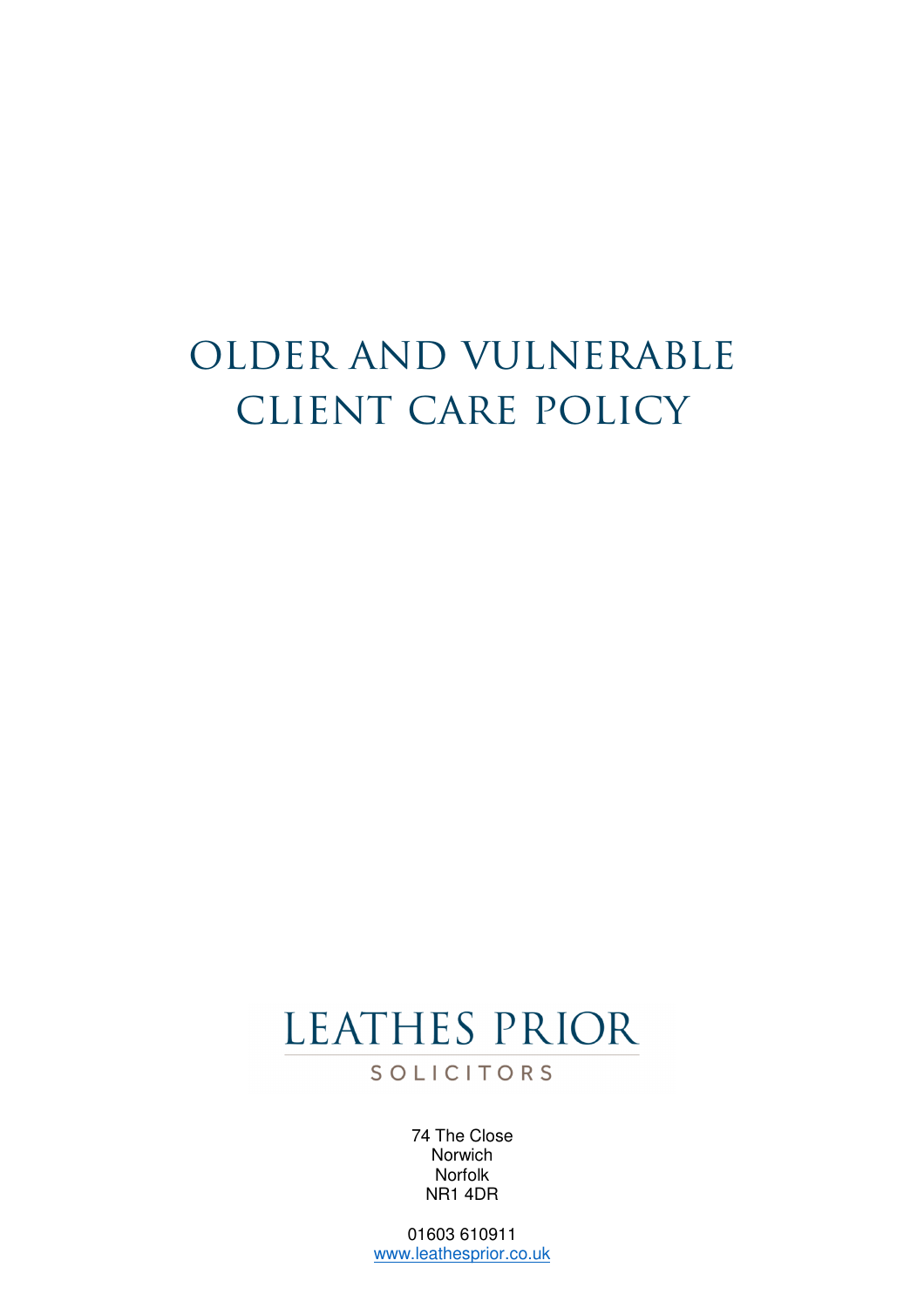# OLDER AND VULNERABLE CLIENT CARE POLICY

LEATHES PRIOR

SOLICITORS

74 The Close
Norwich
Norfolk
NR1 4DR

01603 610911
www.leathesprior.co.uk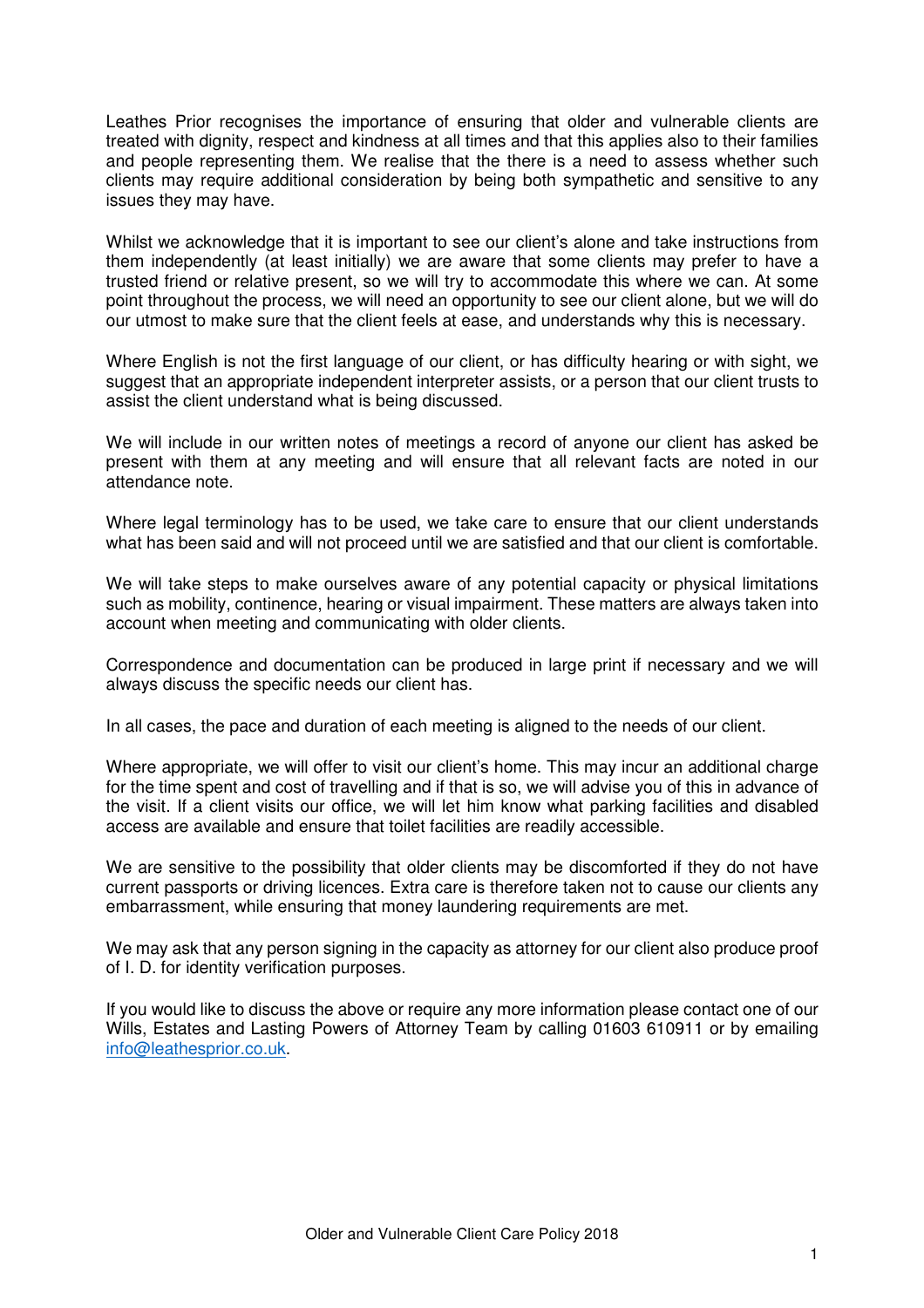Leathes Prior recognises the importance of ensuring that older and vulnerable clients are treated with dignity, respect and kindness at all times and that this applies also to their families and people representing them. We realise that the there is a need to assess whether such clients may require additional consideration by being both sympathetic and sensitive to any issues they may have.

Whilst we acknowledge that it is important to see our client's alone and take instructions from them independently (at least initially) we are aware that some clients may prefer to have a trusted friend or relative present, so we will try to accommodate this where we can. At some point throughout the process, we will need an opportunity to see our client alone, but we will do our utmost to make sure that the client feels at ease, and understands why this is necessary.

Where English is not the first language of our client, or has difficulty hearing or with sight, we suggest that an appropriate independent interpreter assists, or a person that our client trusts to assist the client understand what is being discussed.

We will include in our written notes of meetings a record of anyone our client has asked be present with them at any meeting and will ensure that all relevant facts are noted in our attendance note.

Where legal terminology has to be used, we take care to ensure that our client understands what has been said and will not proceed until we are satisfied and that our client is comfortable.

We will take steps to make ourselves aware of any potential capacity or physical limitations such as mobility, continence, hearing or visual impairment. These matters are always taken into account when meeting and communicating with older clients.

Correspondence and documentation can be produced in large print if necessary and we will always discuss the specific needs our client has.

In all cases, the pace and duration of each meeting is aligned to the needs of our client.

Where appropriate, we will offer to visit our client's home. This may incur an additional charge for the time spent and cost of travelling and if that is so, we will advise you of this in advance of the visit. If a client visits our office, we will let him know what parking facilities and disabled access are available and ensure that toilet facilities are readily accessible.

We are sensitive to the possibility that older clients may be discomforted if they do not have current passports or driving licences. Extra care is therefore taken not to cause our clients any embarrassment, while ensuring that money laundering requirements are met.

We may ask that any person signing in the capacity as attorney for our client also produce proof of I. D. for identity verification purposes.

If you would like to discuss the above or require any more information please contact one of our Wills, Estates and Lasting Powers of Attorney Team by calling 01603 610911 or by emailing info@leathesprior.co.uk.